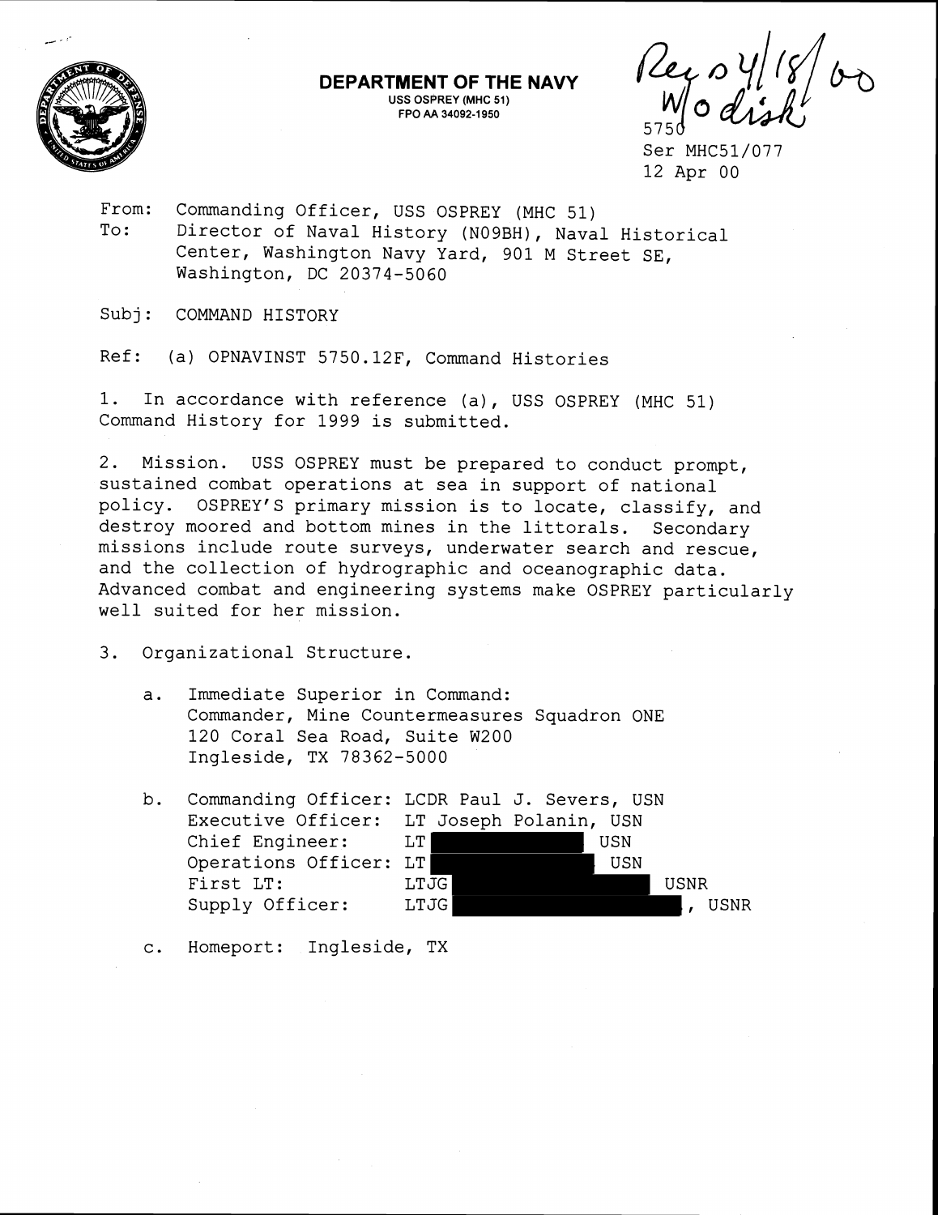**DEPARTMENT OF THE NAVY**
USS OSPREY (MHC 51)
FPO AA 34092-1950

Rec'd 4/18/00
W/o disk

5750
Ser MHC51/077
12 Apr 00

From: Commanding Officer, USS OSPREY (MHC 51)
To: Director of Naval History (N09BH), Naval Historical Center, Washington Navy Yard, 901 M Street SE, Washington, DC 20374-5060

Subj: COMMAND HISTORY

Ref: (a) OPNAVINST 5750.12F, Command Histories

1. In accordance with reference (a), USS OSPREY (MHC 51) Command History for 1999 is submitted.

2. Mission. USS OSPREY must be prepared to conduct prompt, sustained combat operations at sea in support of national policy. OSPREY'S primary mission is to locate, classify, and destroy moored and bottom mines in the littorals. Secondary missions include route surveys, underwater search and rescue, and the collection of hydrographic and oceanographic data. Advanced combat and engineering systems make OSPREY particularly well suited for her mission.

3. Organizational Structure.

   a. Immediate Superior in Command:
      Commander, Mine Countermeasures Squadron ONE
      120 Coral Sea Road, Suite W200
      Ingleside, TX 78362-5000

   b. Commanding Officer: LCDR Paul J. Severs, USN
      Executive Officer: LT Joseph Polanin, USN
      Chief Engineer: LT [REDACTED] USN
      Operations Officer: LT [REDACTED] USN
      First LT: LTJG [REDACTED] USNR
      Supply Officer: LTJG [REDACTED], USNR

   c. Homeport: Ingleside, TX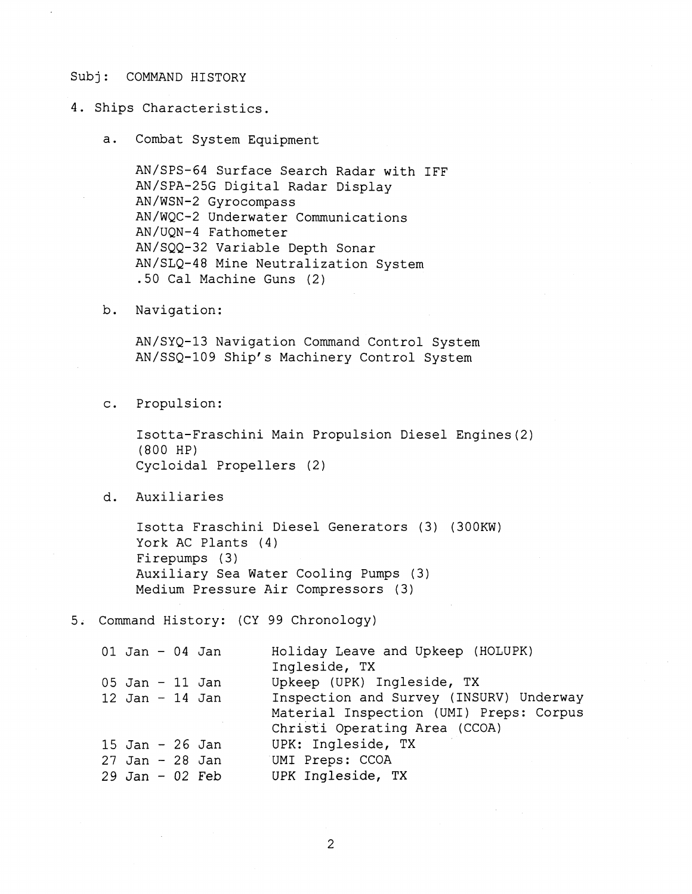Subj: COMMAND HISTORY

4. Ships Characteristics.

   a. Combat System Equipment

      AN/SPS-64 Surface Search Radar with IFF
      AN/SPA-25G Digital Radar Display
      AN/WSN-2 Gyrocompass
      AN/WQC-2 Underwater Communications
      AN/UQN-4 Fathometer
      AN/SQQ-32 Variable Depth Sonar
      AN/SLQ-48 Mine Neutralization System
      .50 Cal Machine Guns (2)

   b. Navigation:

      AN/SYQ-13 Navigation Command Control System
      AN/SSQ-109 Ship's Machinery Control System

   c. Propulsion:

      Isotta-Fraschini Main Propulsion Diesel Engines(2) (800 HP)
      Cycloidal Propellers (2)

   d. Auxiliaries

      Isotta Fraschini Diesel Generators (3) (300KW)
      York AC Plants (4)
      Firepumps (3)
      Auxiliary Sea Water Cooling Pumps (3)
      Medium Pressure Air Compressors (3)

5. Command History: (CY 99 Chronology)

| | |
|---|---|
| 01 Jan - 04 Jan | Holiday Leave and Upkeep (HOLUPK) Ingleside, TX |
| 05 Jan - 11 Jan | Upkeep (UPK) Ingleside, TX |
| 12 Jan - 14 Jan | Inspection and Survey (INSURV) Underway Material Inspection (UMI) Preps: Corpus Christi Operating Area (CCOA) |
| 15 Jan - 26 Jan | UPK: Ingleside, TX |
| 27 Jan - 28 Jan | UMI Preps: CCOA |
| 29 Jan - 02 Feb | UPK Ingleside, TX |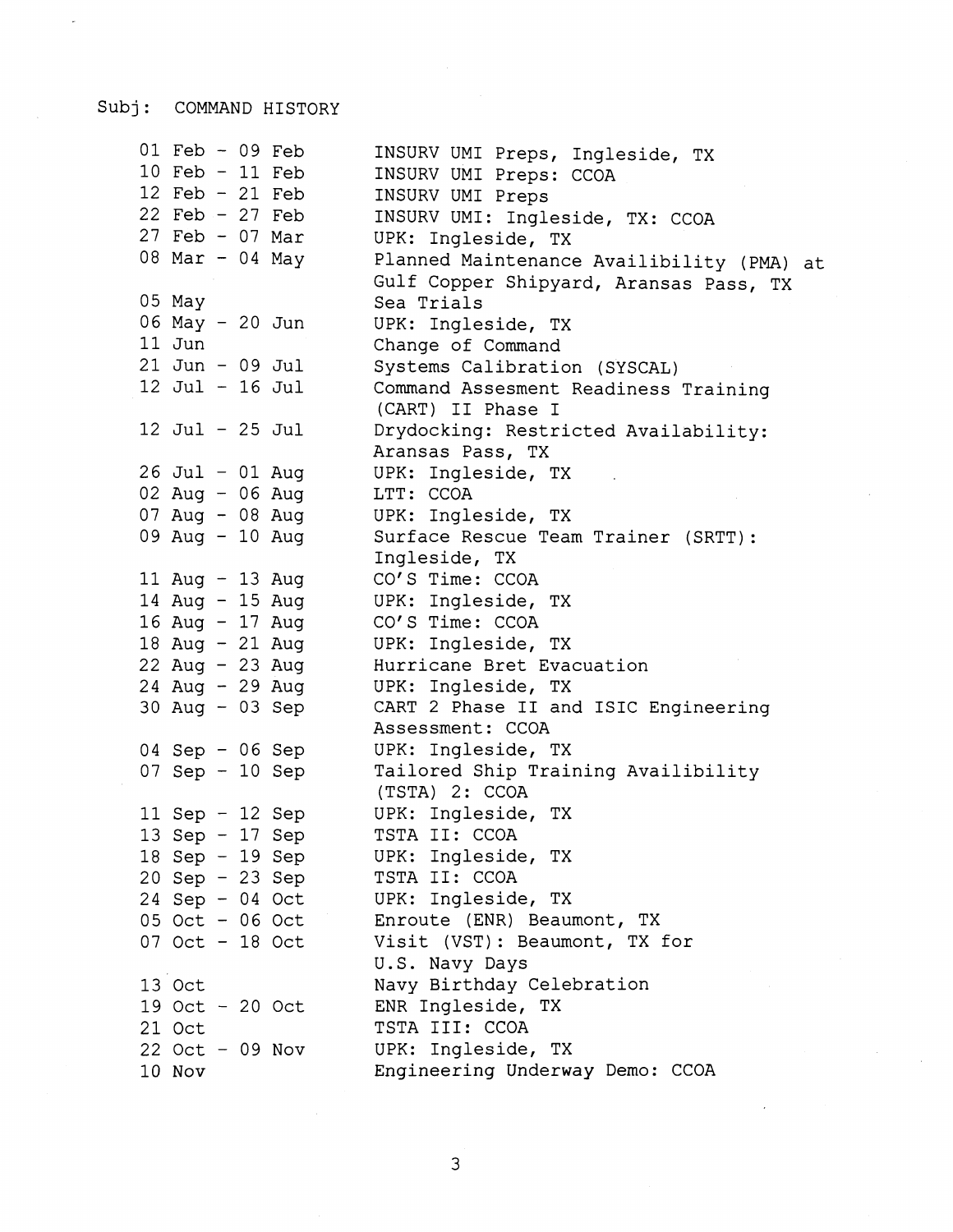Subj: COMMAND HISTORY

| | |
|---|---|
| 01 Feb - 09 Feb | INSURV UMI Preps, Ingleside, TX |
| 10 Feb - 11 Feb | INSURV UMI Preps: CCOA |
| 12 Feb - 21 Feb | INSURV UMI Preps |
| 22 Feb - 27 Feb | INSURV UMI: Ingleside, TX: CCOA |
| 27 Feb - 07 Mar | UPK: Ingleside, TX |
| 08 Mar - 04 May | Planned Maintenance Availibility (PMA) at Gulf Copper Shipyard, Aransas Pass, TX |
| 05 May | Sea Trials |
| 06 May - 20 Jun | UPK: Ingleside, TX |
| 11 Jun | Change of Command |
| 21 Jun - 09 Jul | Systems Calibration (SYSCAL) |
| 12 Jul - 16 Jul | Command Assesment Readiness Training (CART) II Phase I |
| 12 Jul - 25 Jul | Drydocking: Restricted Availability: Aransas Pass, TX |
| 26 Jul - 01 Aug | UPK: Ingleside, TX |
| 02 Aug - 06 Aug | LTT: CCOA |
| 07 Aug - 08 Aug | UPK: Ingleside, TX |
| 09 Aug - 10 Aug | Surface Rescue Team Trainer (SRTT): Ingleside, TX |
| 11 Aug - 13 Aug | CO'S Time: CCOA |
| 14 Aug - 15 Aug | UPK: Ingleside, TX |
| 16 Aug - 17 Aug | CO'S Time: CCOA |
| 18 Aug - 21 Aug | UPK: Ingleside, TX |
| 22 Aug - 23 Aug | Hurricane Bret Evacuation |
| 24 Aug - 29 Aug | UPK: Ingleside, TX |
| 30 Aug - 03 Sep | CART 2 Phase II and ISIC Engineering Assessment: CCOA |
| 04 Sep - 06 Sep | UPK: Ingleside, TX |
| 07 Sep - 10 Sep | Tailored Ship Training Availibility (TSTA) 2: CCOA |
| 11 Sep - 12 Sep | UPK: Ingleside, TX |
| 13 Sep - 17 Sep | TSTA II: CCOA |
| 18 Sep - 19 Sep | UPK: Ingleside, TX |
| 20 Sep - 23 Sep | TSTA II: CCOA |
| 24 Sep - 04 Oct | UPK: Ingleside, TX |
| 05 Oct - 06 Oct | Enroute (ENR) Beaumont, TX |
| 07 Oct - 18 Oct | Visit (VST): Beaumont, TX for U.S. Navy Days |
| 13 Oct | Navy Birthday Celebration |
| 19 Oct - 20 Oct | ENR Ingleside, TX |
| 21 Oct | TSTA III: CCOA |
| 22 Oct - 09 Nov | UPK: Ingleside, TX |
| 10 Nov | Engineering Underway Demo: CCOA |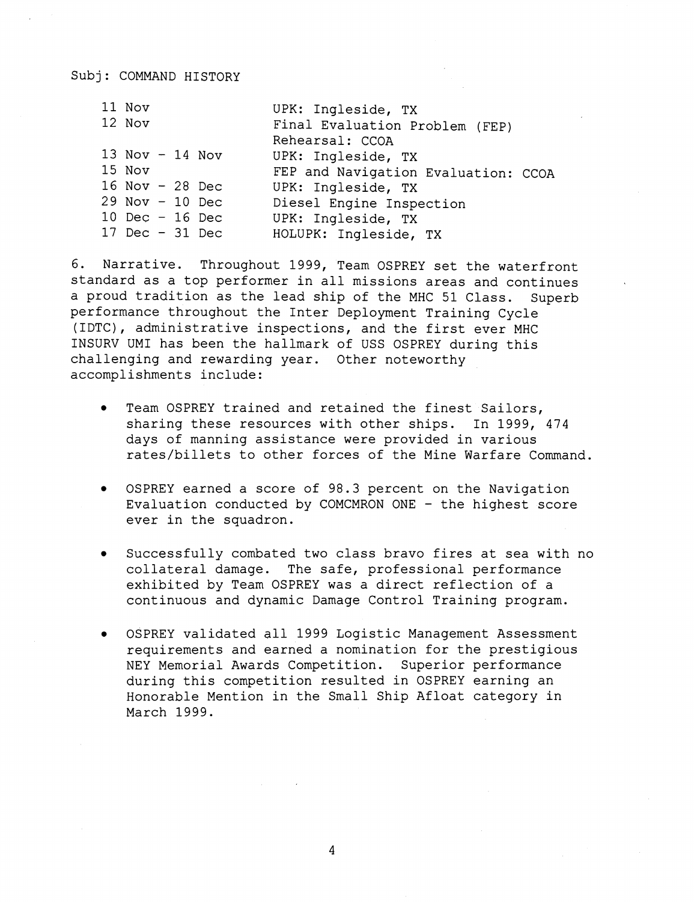Subj: COMMAND HISTORY

| | |
|---|---|
| 11 Nov | UPK: Ingleside, TX |
| 12 Nov | Final Evaluation Problem (FEP) Rehearsal: CCOA |
| 13 Nov - 14 Nov | UPK: Ingleside, TX |
| 15 Nov | FEP and Navigation Evaluation: CCOA |
| 16 Nov - 28 Dec | UPK: Ingleside, TX |
| 29 Nov - 10 Dec | Diesel Engine Inspection |
| 10 Dec - 16 Dec | UPK: Ingleside, TX |
| 17 Dec - 31 Dec | HOLUPK: Ingleside, TX |

6. Narrative. Throughout 1999, Team OSPREY set the waterfront standard as a top performer in all missions areas and continues a proud tradition as the lead ship of the MHC 51 Class. Superb performance throughout the Inter Deployment Training Cycle (IDTC), administrative inspections, and the first ever MHC INSURV UMI has been the hallmark of USS OSPREY during this challenging and rewarding year. Other noteworthy accomplishments include:

- Team OSPREY trained and retained the finest Sailors, sharing these resources with other ships. In 1999, 474 days of manning assistance were provided in various rates/billets to other forces of the Mine Warfare Command.

- OSPREY earned a score of 98.3 percent on the Navigation Evaluation conducted by COMCMRON ONE - the highest score ever in the squadron.

- Successfully combated two class bravo fires at sea with no collateral damage. The safe, professional performance exhibited by Team OSPREY was a direct reflection of a continuous and dynamic Damage Control Training program.

- OSPREY validated all 1999 Logistic Management Assessment requirements and earned a nomination for the prestigious NEY Memorial Awards Competition. Superior performance during this competition resulted in OSPREY earning an Honorable Mention in the Small Ship Afloat category in March 1999.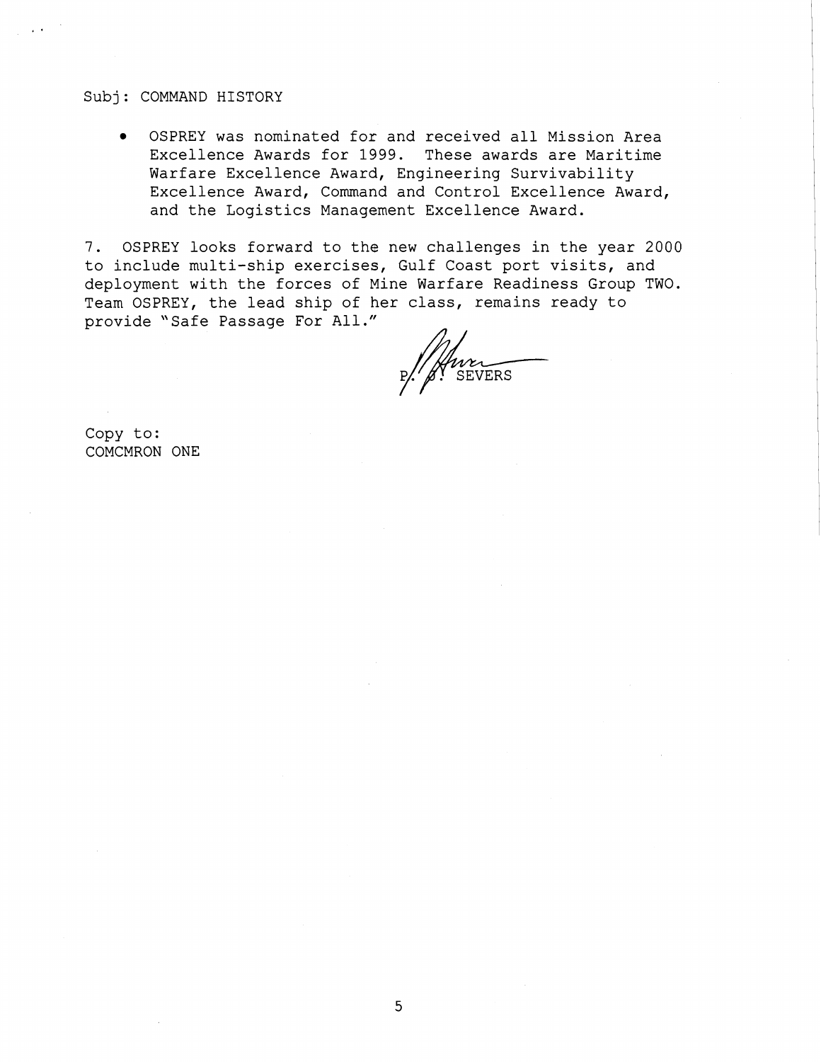Subj: COMMAND HISTORY

- OSPREY was nominated for and received all Mission Area Excellence Awards for 1999. These awards are Maritime Warfare Excellence Award, Engineering Survivability Excellence Award, Command and Control Excellence Award, and the Logistics Management Excellence Award.

7. OSPREY looks forward to the new challenges in the year 2000 to include multi-ship exercises, Gulf Coast port visits, and deployment with the forces of Mine Warfare Readiness Group TWO. Team OSPREY, the lead ship of her class, remains ready to provide "Safe Passage For All."

P. J. SEVERS

Copy to:
COMCMRON ONE